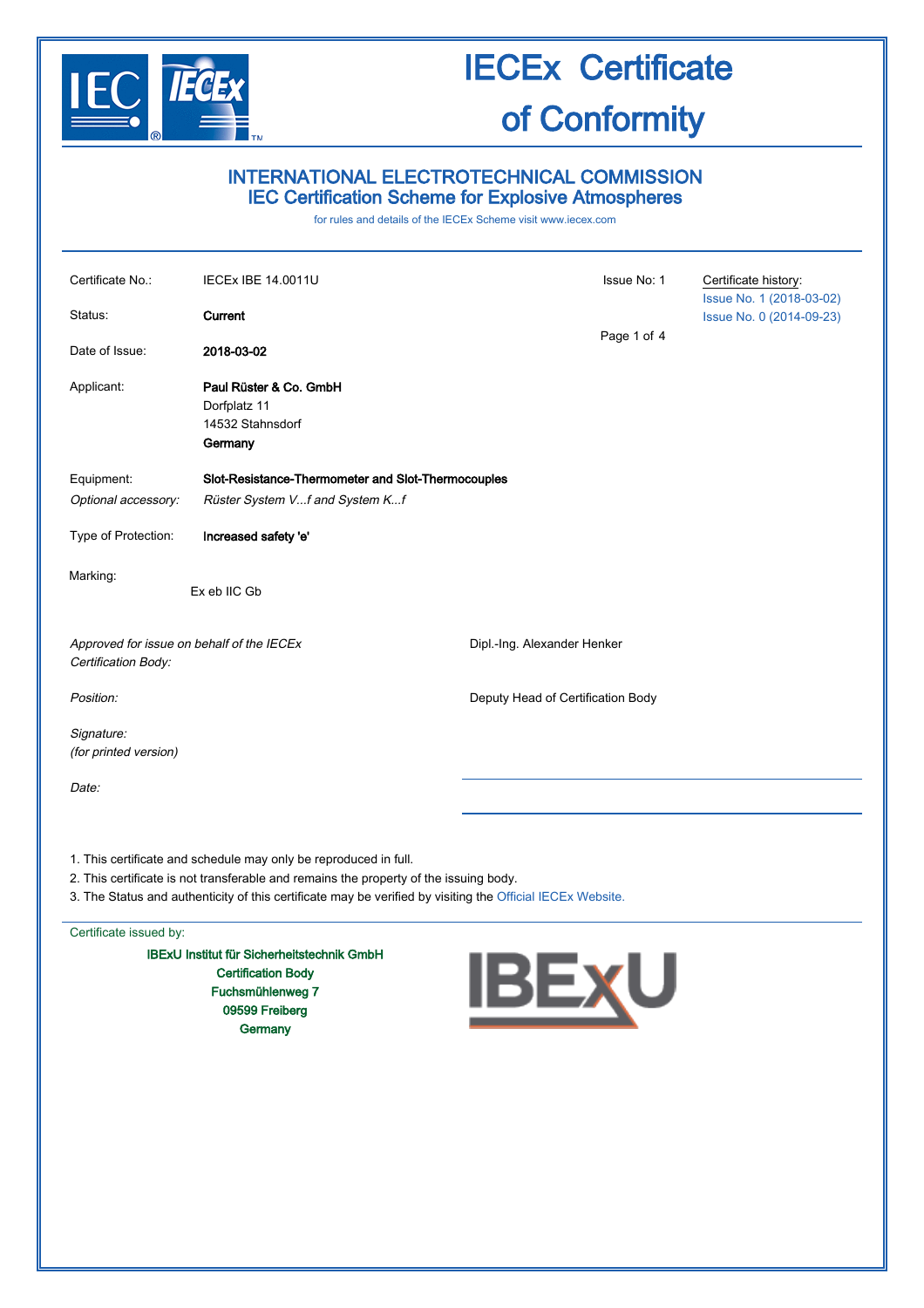# IECEx Certificate of Conformity

## INTERNATIONAL ELECTROTECHNICAL COMMISSION
## IEC Certification Scheme for Explosive Atmospheres

for rules and details of the IECEx Scheme visit www.iecex.com

| | | | |
|---|---|---|---|
| Certificate No.: | IECEx IBE 14.0011U | Issue No: 1 | Certificate history: Issue No. 1 (2018-03-02) Issue No. 0 (2014-09-23) |
| Status: | **Current** | | |
| Date of Issue: | **2018-03-02** | | |
| Applicant: | **Paul Rüster & Co. GmbH** Dorfplatz 11 14532 Stahnsdorf **Germany** | | |
| Equipment: | **Slot-Resistance-Thermometer and Slot-Thermocouples** | | |
| *Optional accessory:* | *Rüster System V...f and System K...f* | | |
| Type of Protection: | **Increased safety 'e'** | | |
| Marking: | Ex eb IIC Gb | | |

*Approved for issue on behalf of the IECEx Certification Body:* Dipl.-Ing. Alexander Henker

*Position:* Deputy Head of Certification Body

*Signature:*
*(for printed version)*

*Date:*

1. This certificate and schedule may only be reproduced in full.
2. This certificate is not transferable and remains the property of the issuing body.
3. The Status and authenticity of this certificate may be verified by visiting the Official IECEx Website.

Certificate issued by:

**IBExU Institut für Sicherheitstechnik GmbH**
**Certification Body**
**Fuchsmühlenweg 7**
**09599 Freiberg**
**Germany**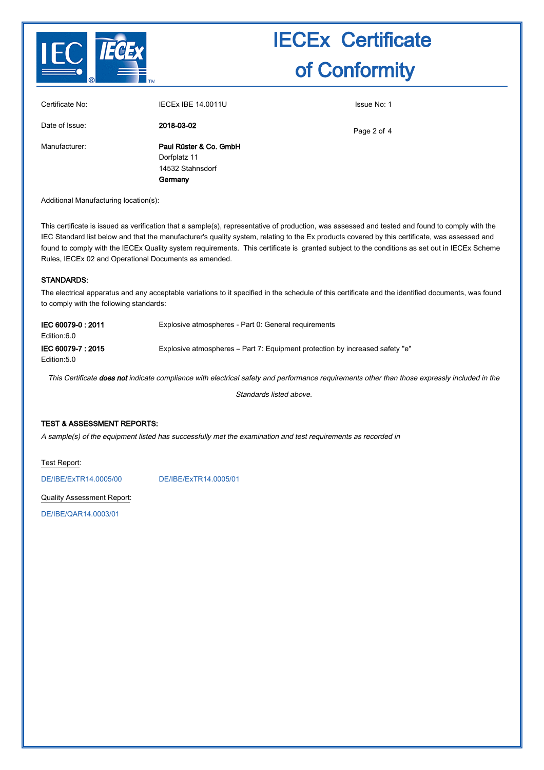# IECEx Certificate of Conformity

| | | |
|---|---|---|
| Certificate No: | IECEx IBE 14.0011U | Issue No: 1 |
| Date of Issue: | **2018-03-02** | |
| Manufacturer: | **Paul Rüster & Co. GmbH**<br>Dorfplatz 11<br>14532 Stahnsdorf<br>**Germany** | |

Additional Manufacturing location(s):

This certificate is issued as verification that a sample(s), representative of production, was assessed and tested and found to comply with the IEC Standard list below and that the manufacturer's quality system, relating to the Ex products covered by this certificate, was assessed and found to comply with the IECEx Quality system requirements. This certificate is granted subject to the conditions as set out in IECEx Scheme Rules, IECEx 02 and Operational Documents as amended.

## STANDARDS:

The electrical apparatus and any acceptable variations to it specified in the schedule of this certificate and the identified documents, was found to comply with the following standards:

| | |
|---|---|
| **IEC 60079-0 : 2011**<br>Edition:6.0 | Explosive atmospheres - Part 0: General requirements |
| **IEC 60079-7 : 2015**<br>Edition:5.0 | Explosive atmospheres – Part 7: Equipment protection by increased safety "e" |

*This Certificate **does not** indicate compliance with electrical safety and performance requirements other than those expressly included in the Standards listed above.*

## TEST & ASSESSMENT REPORTS:

*A sample(s) of the equipment listed has successfully met the examination and test requirements as recorded in*

Test Report:

DE/IBE/ExTR14.0005/00 DE/IBE/ExTR14.0005/01

Quality Assessment Report:

DE/IBE/QAR14.0003/01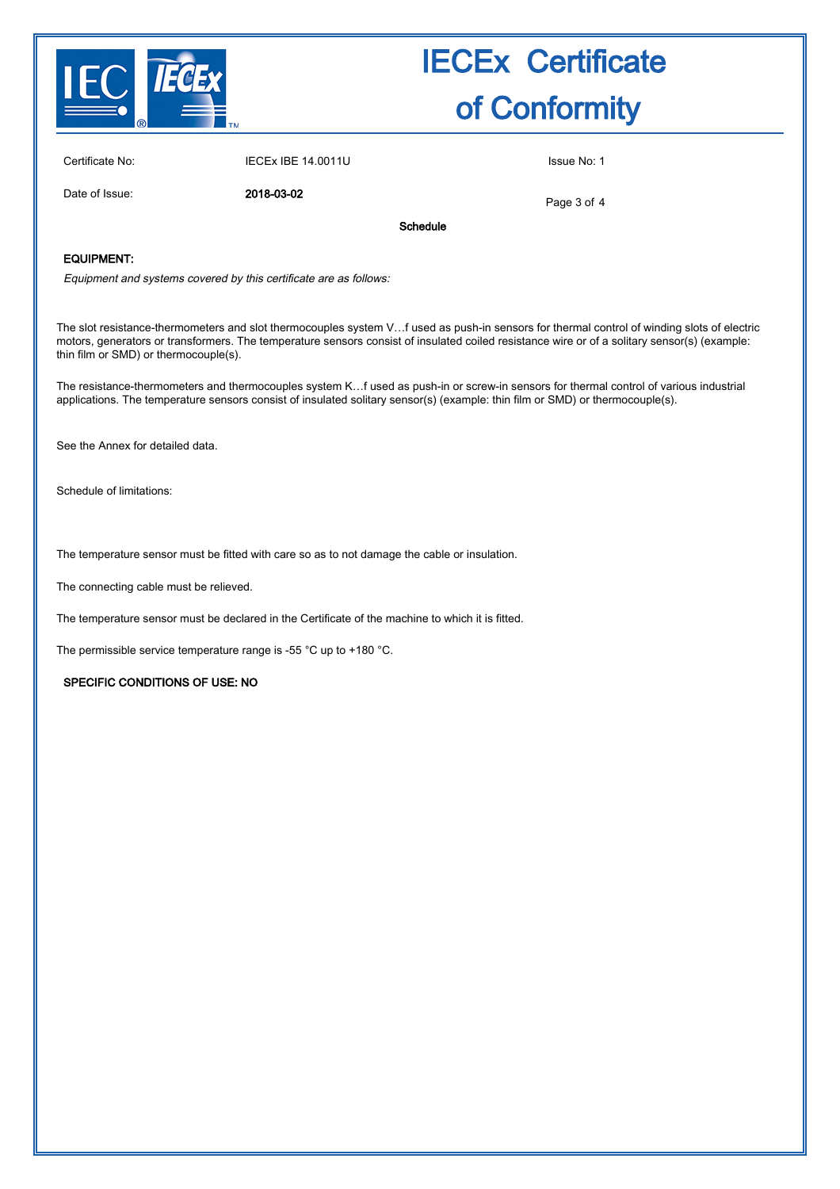Certificate No: IECEx IBE 14.0011U

Issue No: 1

Date of Issue: **2018-03-02**

**Schedule**

**EQUIPMENT:**

*Equipment and systems covered by this certificate are as follows:*

The slot resistance-thermometers and slot thermocouples system V…f used as push-in sensors for thermal control of winding slots of electric motors, generators or transformers. The temperature sensors consist of insulated coiled resistance wire or of a solitary sensor(s) (example: thin film or SMD) or thermocouple(s).

The resistance-thermometers and thermocouples system K…f used as push-in or screw-in sensors for thermal control of various industrial applications. The temperature sensors consist of insulated solitary sensor(s) (example: thin film or SMD) or thermocouple(s).

See the Annex for detailed data.

Schedule of limitations:

The temperature sensor must be fitted with care so as to not damage the cable or insulation.

The connecting cable must be relieved.

The temperature sensor must be declared in the Certificate of the machine to which it is fitted.

The permissible service temperature range is -55 °C up to +180 °C.

**SPECIFIC CONDITIONS OF USE: NO**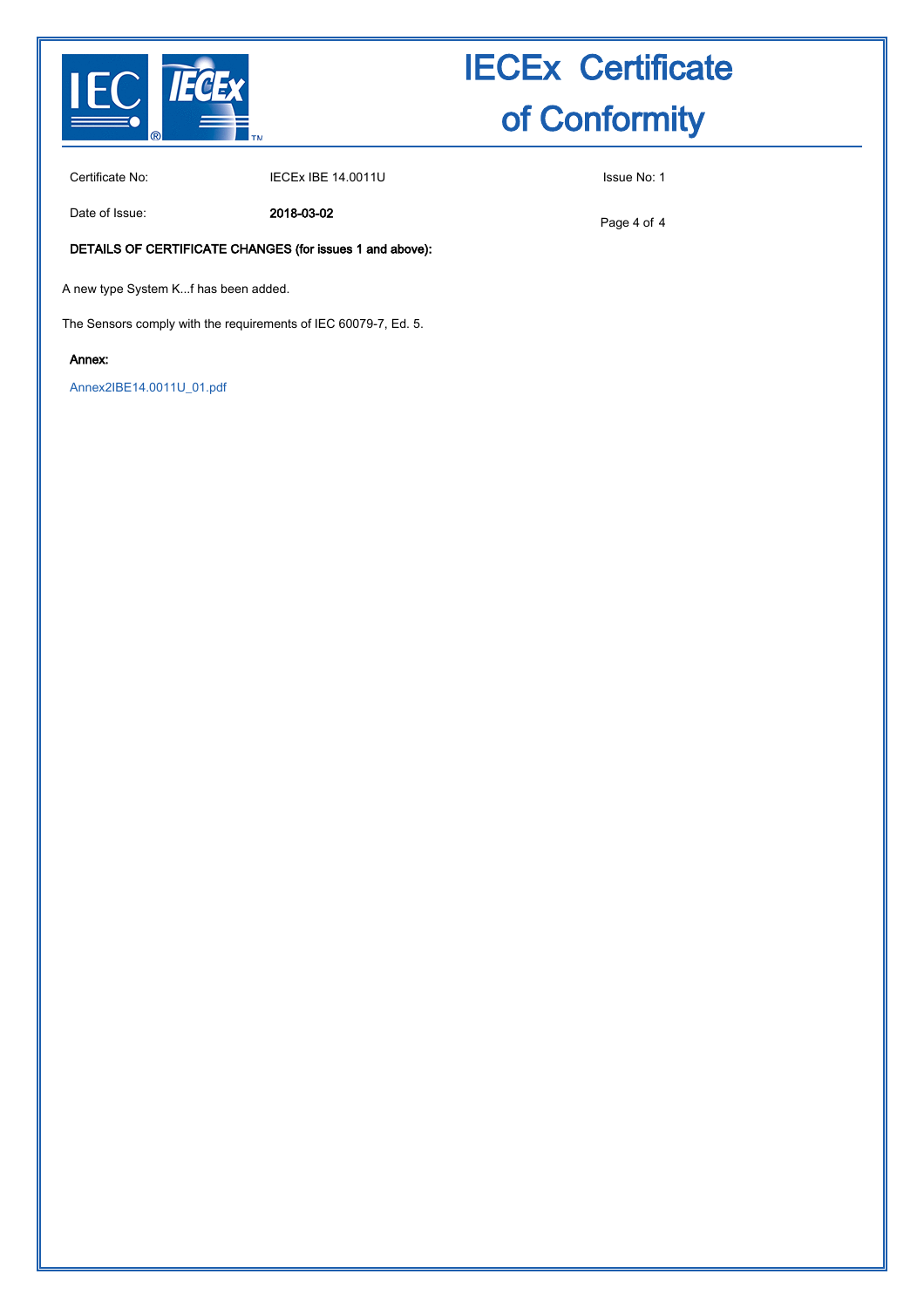# IECEx Certificate of Conformity

Certificate No: IECEx IBE 14.0011U

Issue No: 1

Date of Issue: **2018-03-02**

**DETAILS OF CERTIFICATE CHANGES (for issues 1 and above):**

A new type System K...f has been added.

The Sensors comply with the requirements of IEC 60079-7, Ed. 5.

**Annex:**

Annex2IBE14.0011U_01.pdf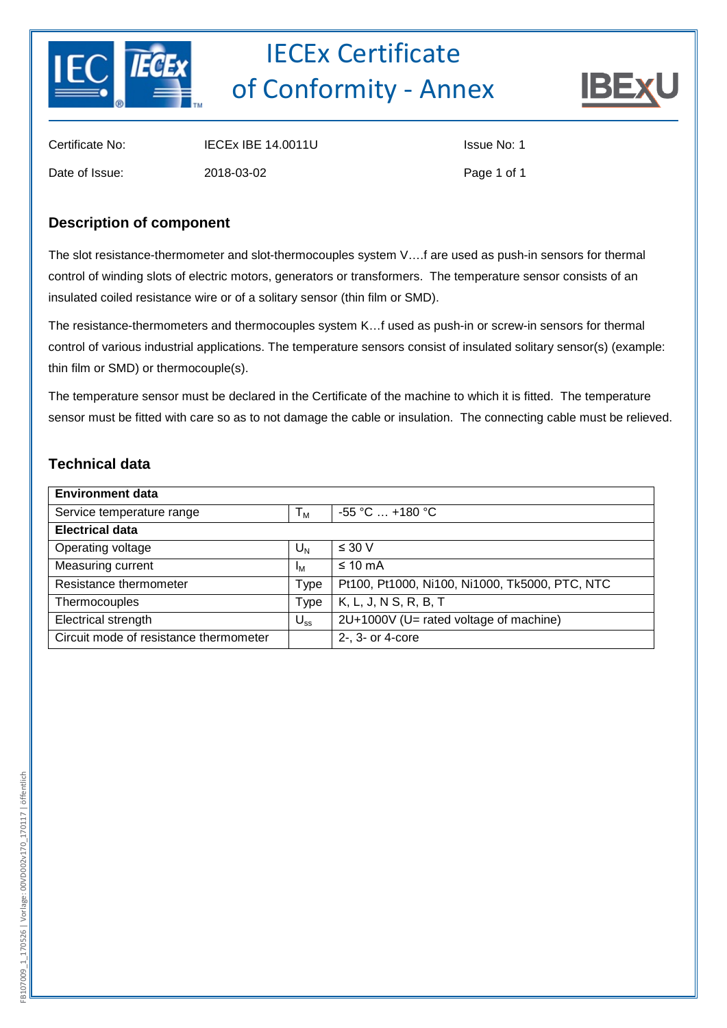# IECEx Certificate of Conformity - Annex

| | | |
|---|---|---|
| Certificate No: | IECEx IBE 14.0011U | Issue No: 1 |
| Date of Issue: | 2018-03-02 | Page 1 of 1 |

## Description of component

The slot resistance-thermometer and slot-thermocouples system V….f are used as push-in sensors for thermal control of winding slots of electric motors, generators or transformers. The temperature sensor consists of an insulated coiled resistance wire or of a solitary sensor (thin film or SMD).

The resistance-thermometers and thermocouples system K…f used as push-in or screw-in sensors for thermal control of various industrial applications. The temperature sensors consist of insulated solitary sensor(s) (example: thin film or SMD) or thermocouple(s).

The temperature sensor must be declared in the Certificate of the machine to which it is fitted. The temperature sensor must be fitted with care so as to not damage the cable or insulation. The connecting cable must be relieved.

## Technical data

| | | |
|---|---|---|
| **Environment data** | | |
| Service temperature range | $T_M$ | -55 °C … +180 °C |
| **Electrical data** | | |
| Operating voltage | $U_N$ | ≤ 30 V |
| Measuring current | $I_M$ | ≤ 10 mA |
| Resistance thermometer | Type | Pt100, Pt1000, Ni100, Ni1000, Tk5000, PTC, NTC |
| Thermocouples | Type | K, L, J, N S, R, B, T |
| Electrical strength | $U_{ss}$ | 2U+1000V (U= rated voltage of machine) |
| Circuit mode of resistance thermometer | | 2-, 3- or 4-core |